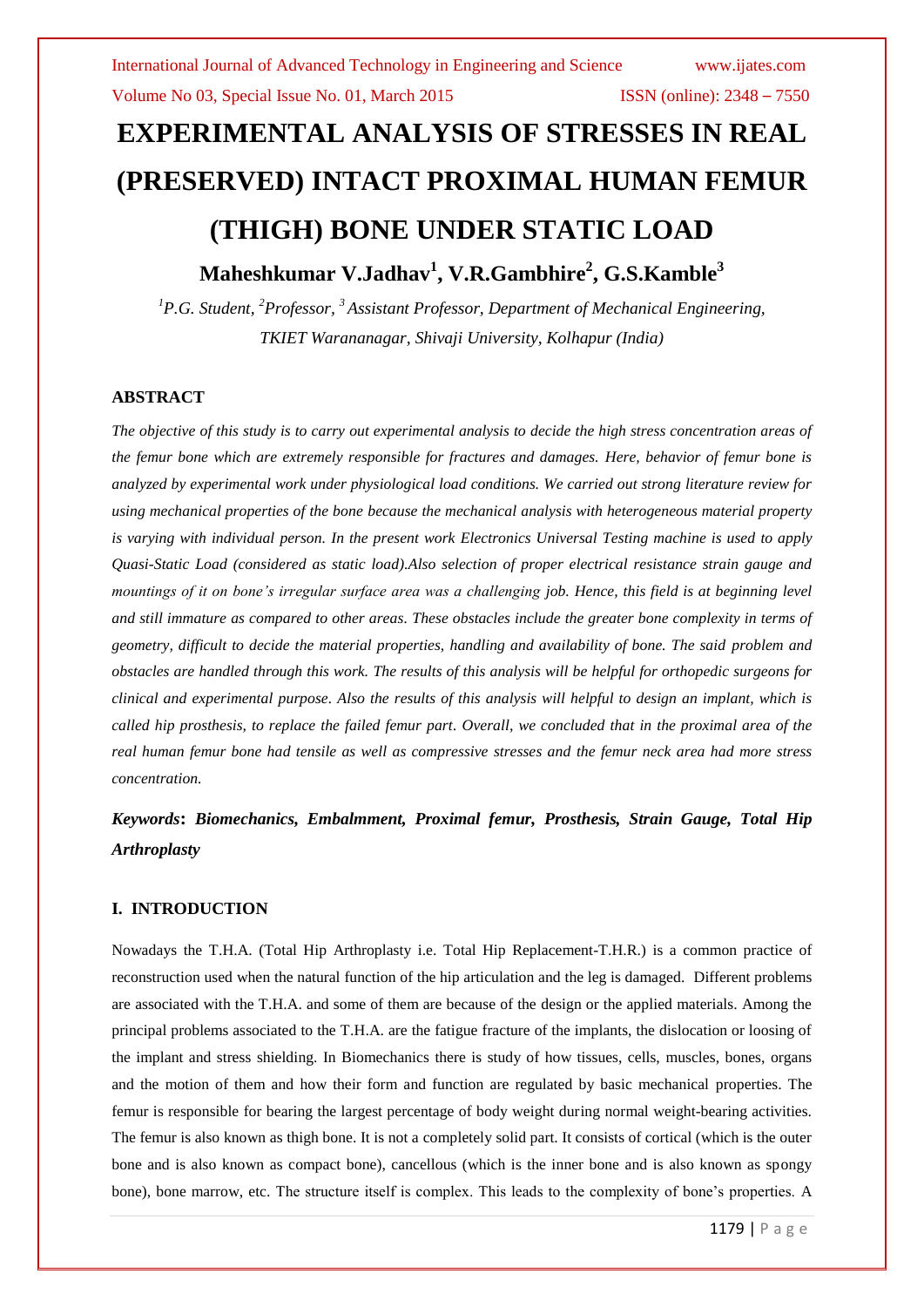# EXPERIMENTAL ANALYSIS OF STRESSES IN REAL (PRESERVED) INTACT PROXIMAL HUMAN FEMUR (THIGH) BONE UNDER STATIC LOAD

**Maheshkumar V.Jadhav[1], V.R.Gambhire[2], G.S.Kamble[3]**

*[1]P.G. Student, [2]Professor, [3]Assistant Professor, Department of Mechanical Engineering, TKIET Warananagar, Shivaji University, Kolhapur (India)*

## ABSTRACT

*The objective of this study is to carry out experimental analysis to decide the high stress concentration areas of the femur bone which are extremely responsible for fractures and damages. Here, behavior of femur bone is analyzed by experimental work under physiological load conditions. We carried out strong literature review for using mechanical properties of the bone because the mechanical analysis with heterogeneous material property is varying with individual person. In the present work Electronics Universal Testing machine is used to apply Quasi-Static Load (considered as static load).Also selection of proper electrical resistance strain gauge and mountings of it on bone's irregular surface area was a challenging job. Hence, this field is at beginning level and still immature as compared to other areas. These obstacles include the greater bone complexity in terms of geometry, difficult to decide the material properties, handling and availability of bone. The said problem and obstacles are handled through this work. The results of this analysis will be helpful for orthopedic surgeons for clinical and experimental purpose. Also the results of this analysis will helpful to design an implant, which is called hip prosthesis, to replace the failed femur part. Overall, we concluded that in the proximal area of the real human femur bone had tensile as well as compressive stresses and the femur neck area had more stress concentration.*

***Keywords*: *Biomechanics, Embalmment, Proximal femur, Prosthesis, Strain Gauge, Total Hip Arthroplasty***

## I. INTRODUCTION

Nowadays the T.H.A. (Total Hip Arthroplasty i.e. Total Hip Replacement-T.H.R.) is a common practice of reconstruction used when the natural function of the hip articulation and the leg is damaged. Different problems are associated with the T.H.A. and some of them are because of the design or the applied materials. Among the principal problems associated to the T.H.A. are the fatigue fracture of the implants, the dislocation or loosing of the implant and stress shielding. In Biomechanics there is study of how tissues, cells, muscles, bones, organs and the motion of them and how their form and function are regulated by basic mechanical properties. The femur is responsible for bearing the largest percentage of body weight during normal weight-bearing activities. The femur is also known as thigh bone. It is not a completely solid part. It consists of cortical (which is the outer bone and is also known as compact bone), cancellous (which is the inner bone and is also known as spongy bone), bone marrow, etc. The structure itself is complex. This leads to the complexity of bone's properties. A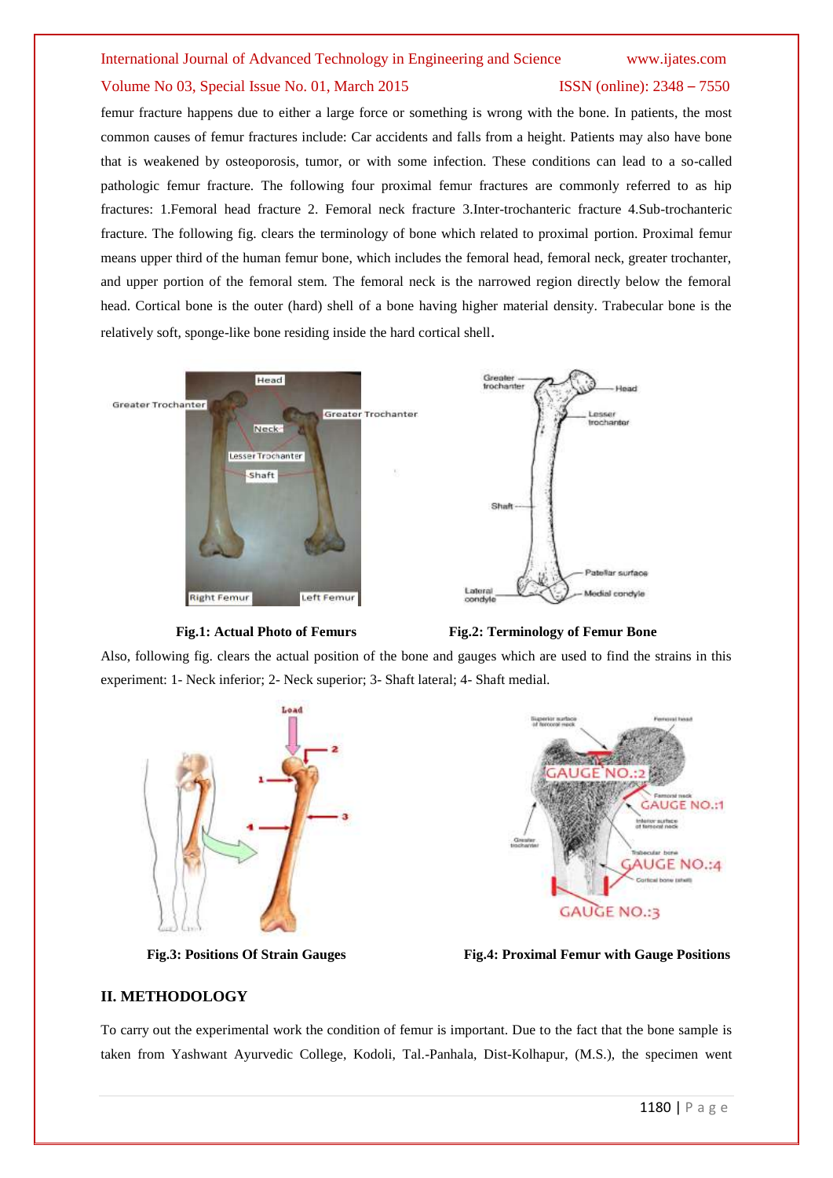femur fracture happens due to either a large force or something is wrong with the bone. In patients, the most common causes of femur fractures include: Car accidents and falls from a height. Patients may also have bone that is weakened by osteoporosis, tumor, or with some infection. These conditions can lead to a so-called pathologic femur fracture. The following four proximal femur fractures are commonly referred to as hip fractures: 1.Femoral head fracture 2. Femoral neck fracture 3.Inter-trochanteric fracture 4.Sub-trochanteric fracture. The following fig. clears the terminology of bone which related to proximal portion. Proximal femur means upper third of the human femur bone, which includes the femoral head, femoral neck, greater trochanter, and upper portion of the femoral stem. The femoral neck is the narrowed region directly below the femoral head. Cortical bone is the outer (hard) shell of a bone having higher material density. Trabecular bone is the relatively soft, sponge-like bone residing inside the hard cortical shell.

**Fig.1: Actual Photo of Femurs**

**Fig.2: Terminology of Femur Bone**

Also, following fig. clears the actual position of the bone and gauges which are used to find the strains in this experiment: 1- Neck inferior; 2- Neck superior; 3- Shaft lateral; 4- Shaft medial.

**Fig.3: Positions Of Strain Gauges**

**Fig.4: Proximal Femur with Gauge Positions**

## II. METHODOLOGY

To carry out the experimental work the condition of femur is important. Due to the fact that the bone sample is taken from Yashwant Ayurvedic College, Kodoli, Tal.-Panhala, Dist-Kolhapur, (M.S.), the specimen went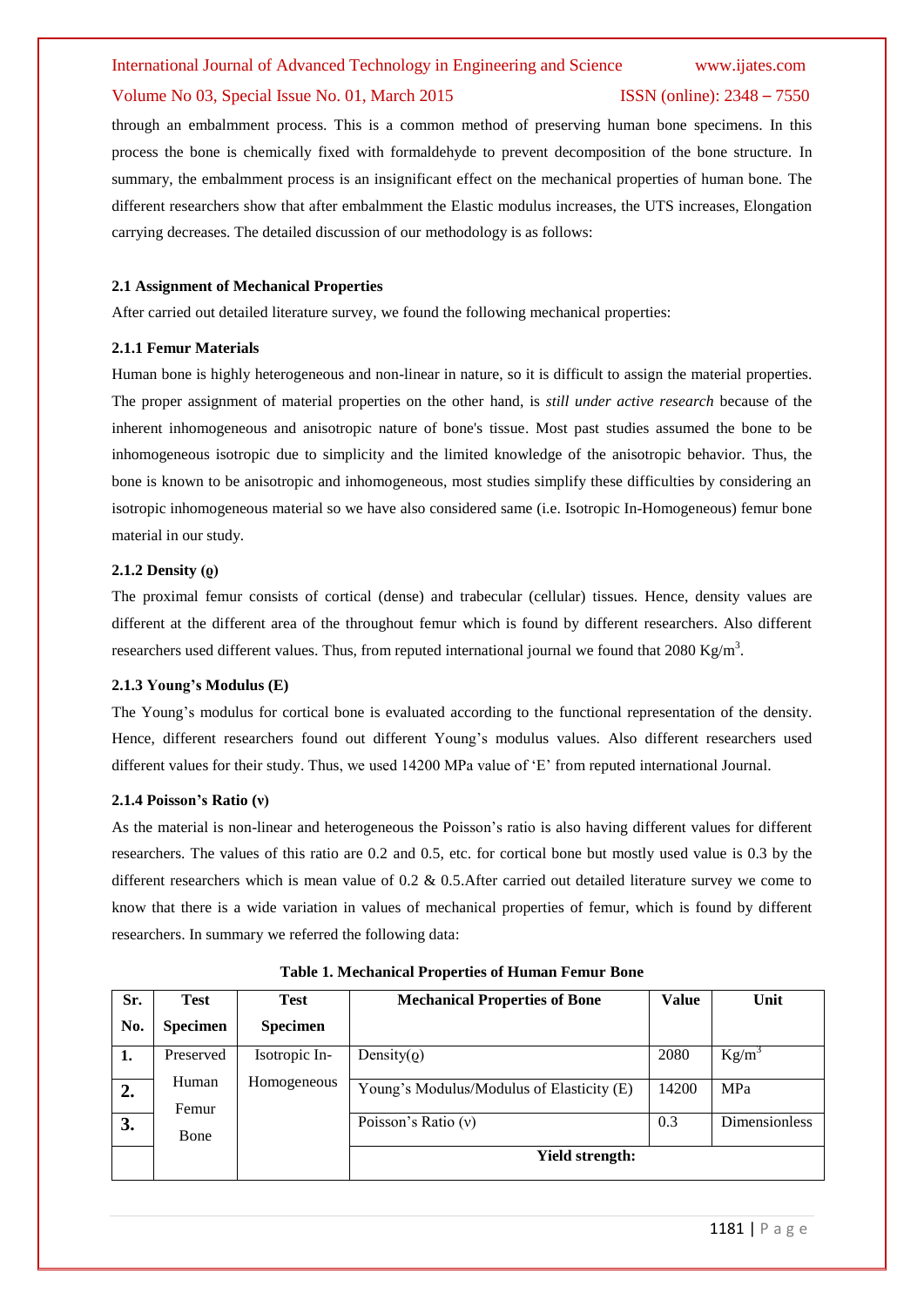through an embalmment process. This is a common method of preserving human bone specimens. In this process the bone is chemically fixed with formaldehyde to prevent decomposition of the bone structure. In summary, the embalmment process is an insignificant effect on the mechanical properties of human bone. The different researchers show that after embalmment the Elastic modulus increases, the UTS increases, Elongation carrying decreases. The detailed discussion of our methodology is as follows:

### 2.1 Assignment of Mechanical Properties

After carried out detailed literature survey, we found the following mechanical properties:

#### 2.1.1 Femur Materials

Human bone is highly heterogeneous and non-linear in nature, so it is difficult to assign the material properties. The proper assignment of material properties on the other hand, is *still under active research* because of the inherent inhomogeneous and anisotropic nature of bone's tissue. Most past studies assumed the bone to be inhomogeneous isotropic due to simplicity and the limited knowledge of the anisotropic behavior. Thus, the bone is known to be anisotropic and inhomogeneous, most studies simplify these difficulties by considering an isotropic inhomogeneous material so we have also considered same (i.e. Isotropic In-Homogeneous) femur bone material in our study.

#### 2.1.2 Density (ϱ)

The proximal femur consists of cortical (dense) and trabecular (cellular) tissues. Hence, density values are different at the different area of the throughout femur which is found by different researchers. Also different researchers used different values. Thus, from reputed international journal we found that 2080 $Kg/m^3$.

#### 2.1.3 Young's Modulus (E)

The Young's modulus for cortical bone is evaluated according to the functional representation of the density. Hence, different researchers found out different Young's modulus values. Also different researchers used different values for their study. Thus, we used 14200 MPa value of 'E' from reputed international Journal.

#### 2.1.4 Poisson's Ratio (ν)

As the material is non-linear and heterogeneous the Poisson's ratio is also having different values for different researchers. The values of this ratio are 0.2 and 0.5, etc. for cortical bone but mostly used value is 0.3 by the different researchers which is mean value of 0.2 & 0.5.After carried out detailed literature survey we come to know that there is a wide variation in values of mechanical properties of femur, which is found by different researchers. In summary we referred the following data:

**Table 1. Mechanical Properties of Human Femur Bone**

| Sr. No. | Test Specimen | Test Specimen | Mechanical Properties of Bone | Value | Unit |
|---|---|---|---|---|---|
| **1.** | Preserved Human Femur Bone | Isotropic In-Homogeneous | Density(ϱ) | 2080 | $Kg/m^3$ |
| **2.** | | | Young's Modulus/Modulus of Elasticity (E) | 14200 | MPa |
| **3.** | | | Poisson's Ratio (ν) | 0.3 | Dimensionless |
| | | | **Yield strength:** | | |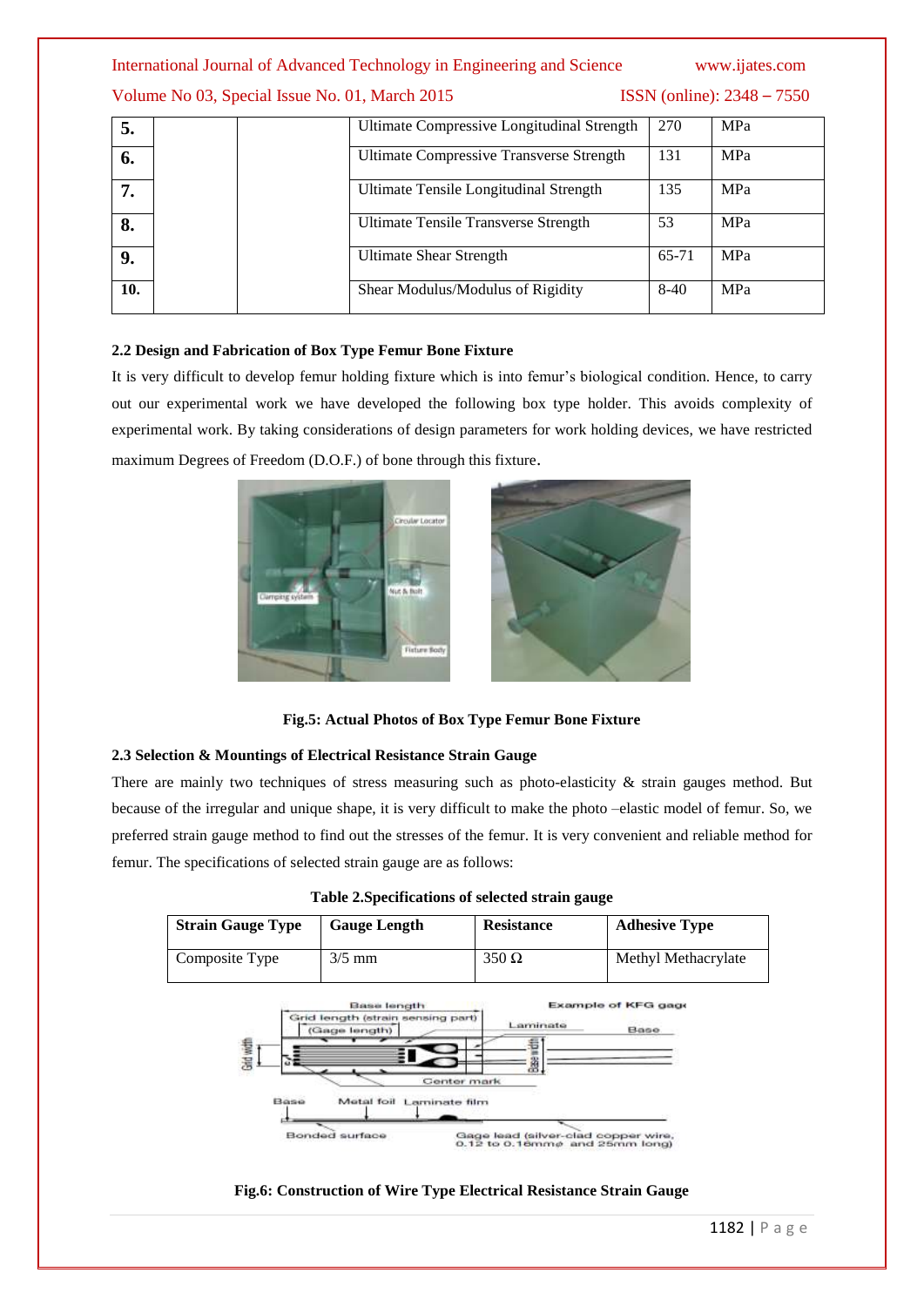| 5. | | | Ultimate Compressive Longitudinal Strength | 270 | MPa |
|---|---|---|---|---|---|
| 6. | | | Ultimate Compressive Transverse Strength | 131 | MPa |
| 7. | | | Ultimate Tensile Longitudinal Strength | 135 | MPa |
| 8. | | | Ultimate Tensile Transverse Strength | 53 | MPa |
| 9. | | | Ultimate Shear Strength | 65-71 | MPa |
| 10. | | | Shear Modulus/Modulus of Rigidity | 8-40 | MPa |

**2.2 Design and Fabrication of Box Type Femur Bone Fixture**

It is very difficult to develop femur holding fixture which is into femur's biological condition. Hence, to carry out our experimental work we have developed the following box type holder. This avoids complexity of experimental work. By taking considerations of design parameters for work holding devices, we have restricted maximum Degrees of Freedom (D.O.F.) of bone through this fixture.

**Fig.5: Actual Photos of Box Type Femur Bone Fixture**

**2.3 Selection & Mountings of Electrical Resistance Strain Gauge**

There are mainly two techniques of stress measuring such as photo-elasticity & strain gauges method. But because of the irregular and unique shape, it is very difficult to make the photo –elastic model of femur. So, we preferred strain gauge method to find out the stresses of the femur. It is very convenient and reliable method for femur. The specifications of selected strain gauge are as follows:

**Table 2.Specifications of selected strain gauge**

| Strain Gauge Type | Gauge Length | Resistance | Adhesive Type |
|---|---|---|---|
| Composite Type | 3/5 mm | 350 Ω | Methyl Methacrylate |

**Fig.6: Construction of Wire Type Electrical Resistance Strain Gauge**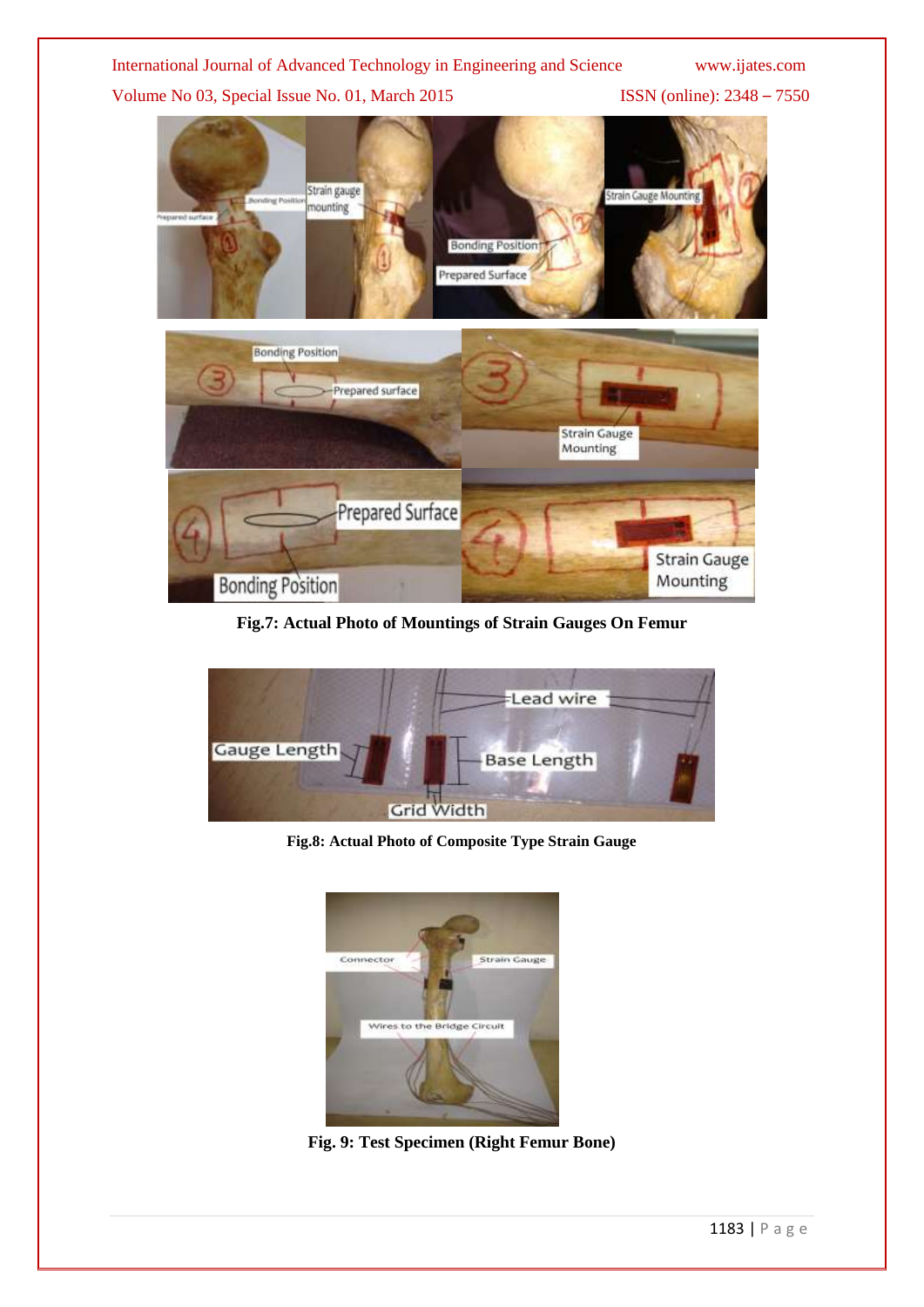**Fig.7: Actual Photo of Mountings of Strain Gauges On Femur**

**Fig.8: Actual Photo of Composite Type Strain Gauge**

**Fig. 9: Test Specimen (Right Femur Bone)**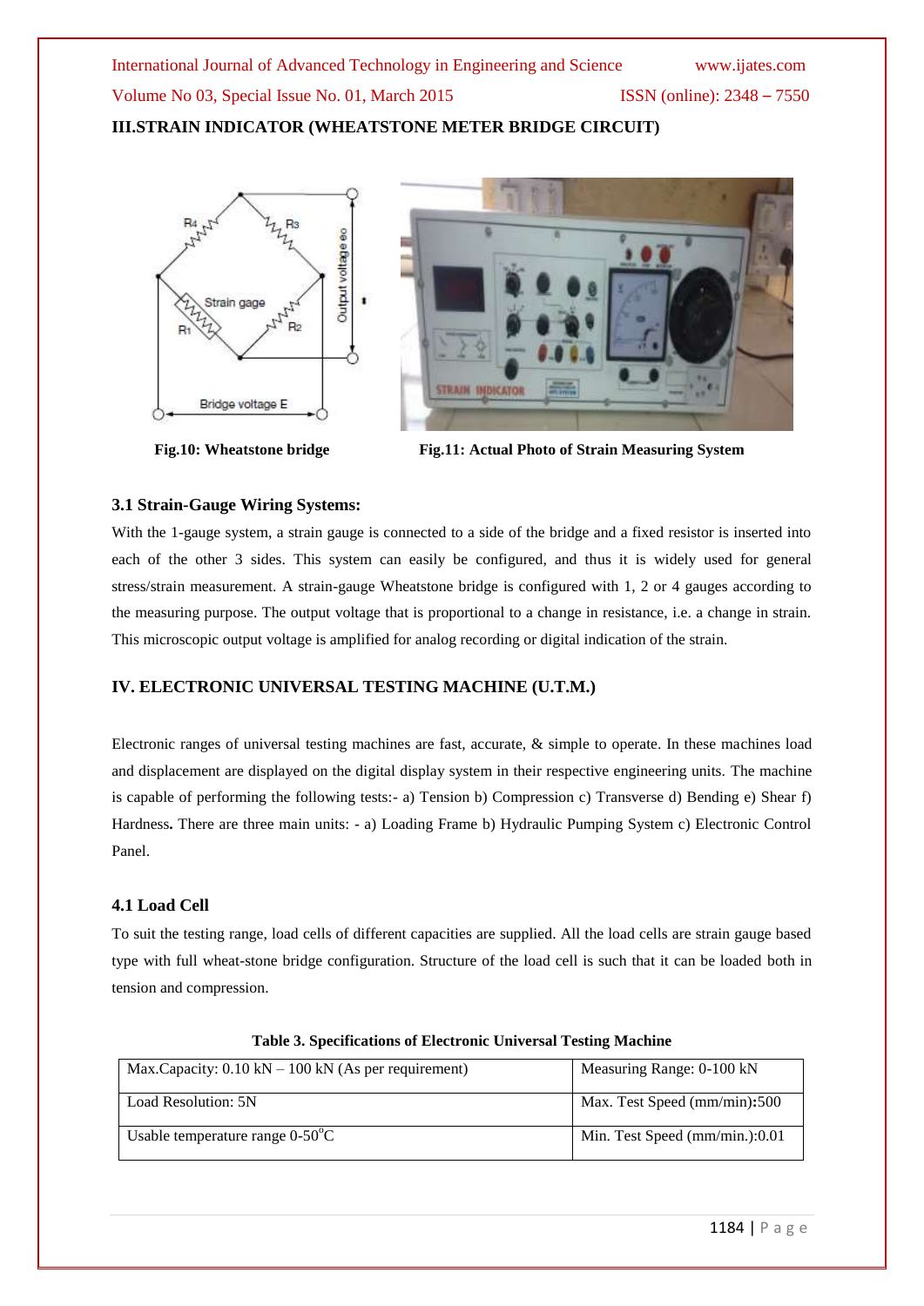### III.STRAIN INDICATOR (WHEATSTONE METER BRIDGE CIRCUIT)

**Fig.10: Wheatstone bridge**

**Fig.11: Actual Photo of Strain Measuring System**

### 3.1 Strain-Gauge Wiring Systems:

With the 1-gauge system, a strain gauge is connected to a side of the bridge and a fixed resistor is inserted into each of the other 3 sides. This system can easily be configured, and thus it is widely used for general stress/strain measurement. A strain-gauge Wheatstone bridge is configured with 1, 2 or 4 gauges according to the measuring purpose. The output voltage that is proportional to a change in resistance, i.e. a change in strain. This microscopic output voltage is amplified for analog recording or digital indication of the strain.

### IV. ELECTRONIC UNIVERSAL TESTING MACHINE (U.T.M.)

Electronic ranges of universal testing machines are fast, accurate, & simple to operate. In these machines load and displacement are displayed on the digital display system in their respective engineering units. The machine is capable of performing the following tests:- a) Tension b) Compression c) Transverse d) Bending e) Shear f) Hardness**.** There are three main units: - a) Loading Frame b) Hydraulic Pumping System c) Electronic Control Panel.

### 4.1 Load Cell

To suit the testing range, load cells of different capacities are supplied. All the load cells are strain gauge based type with full wheat-stone bridge configuration. Structure of the load cell is such that it can be loaded both in tension and compression.

**Table 3. Specifications of Electronic Universal Testing Machine**

| | |
|---|---|
| Max.Capacity: 0.10 kN – 100 kN (As per requirement) | Measuring Range: 0-100 kN |
| Load Resolution: 5N | Max. Test Speed (mm/min)**:**500 |
| Usable temperature range 0-50$^{o}$C | Min. Test Speed (mm/min.):0.01 |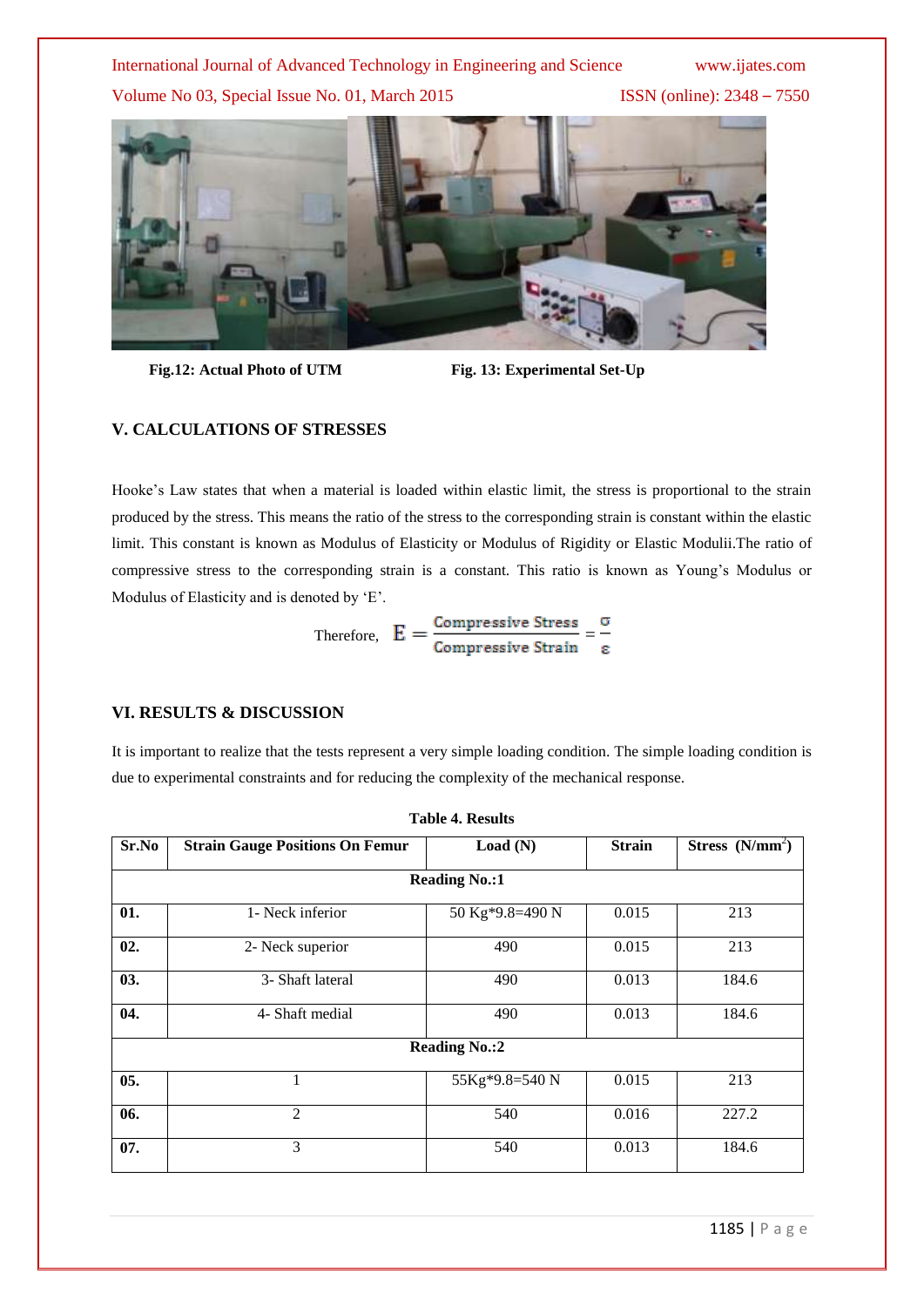Fig.12: Actual Photo of UTM

Fig. 13: Experimental Set-Up

## V. CALCULATIONS OF STRESSES

Hooke's Law states that when a material is loaded within elastic limit, the stress is proportional to the strain produced by the stress. This means the ratio of the stress to the corresponding strain is constant within the elastic limit. This constant is known as Modulus of Elasticity or Modulus of Rigidity or Elastic Modulii.The ratio of compressive stress to the corresponding strain is a constant. This ratio is known as Young's Modulus or Modulus of Elasticity and is denoted by 'E'.

Therefore, $$E = \frac{\text{Compressive Stress}}{\text{Compressive Strain}} = \frac{\sigma}{\varepsilon}$$

## VI. RESULTS & DISCUSSION

It is important to realize that the tests represent a very simple loading condition. The simple loading condition is due to experimental constraints and for reducing the complexity of the mechanical response.

**Table 4. Results**

| Sr.No | Strain Gauge Positions On Femur | Load (N) | Strain | Stress (N/mm$^2$) |
|---|---|---|---|---|
| | | **Reading No.:1** | | |
| **01.** | 1- Neck inferior | 50 Kg*9.8=490 N | 0.015 | 213 |
| **02.** | 2- Neck superior | 490 | 0.015 | 213 |
| **03.** | 3- Shaft lateral | 490 | 0.013 | 184.6 |
| **04.** | 4- Shaft medial | 490 | 0.013 | 184.6 |
| | | **Reading No.:2** | | |
| **05.** | 1 | 55Kg*9.8=540 N | 0.015 | 213 |
| **06.** | 2 | 540 | 0.016 | 227.2 |
| **07.** | 3 | 540 | 0.013 | 184.6 |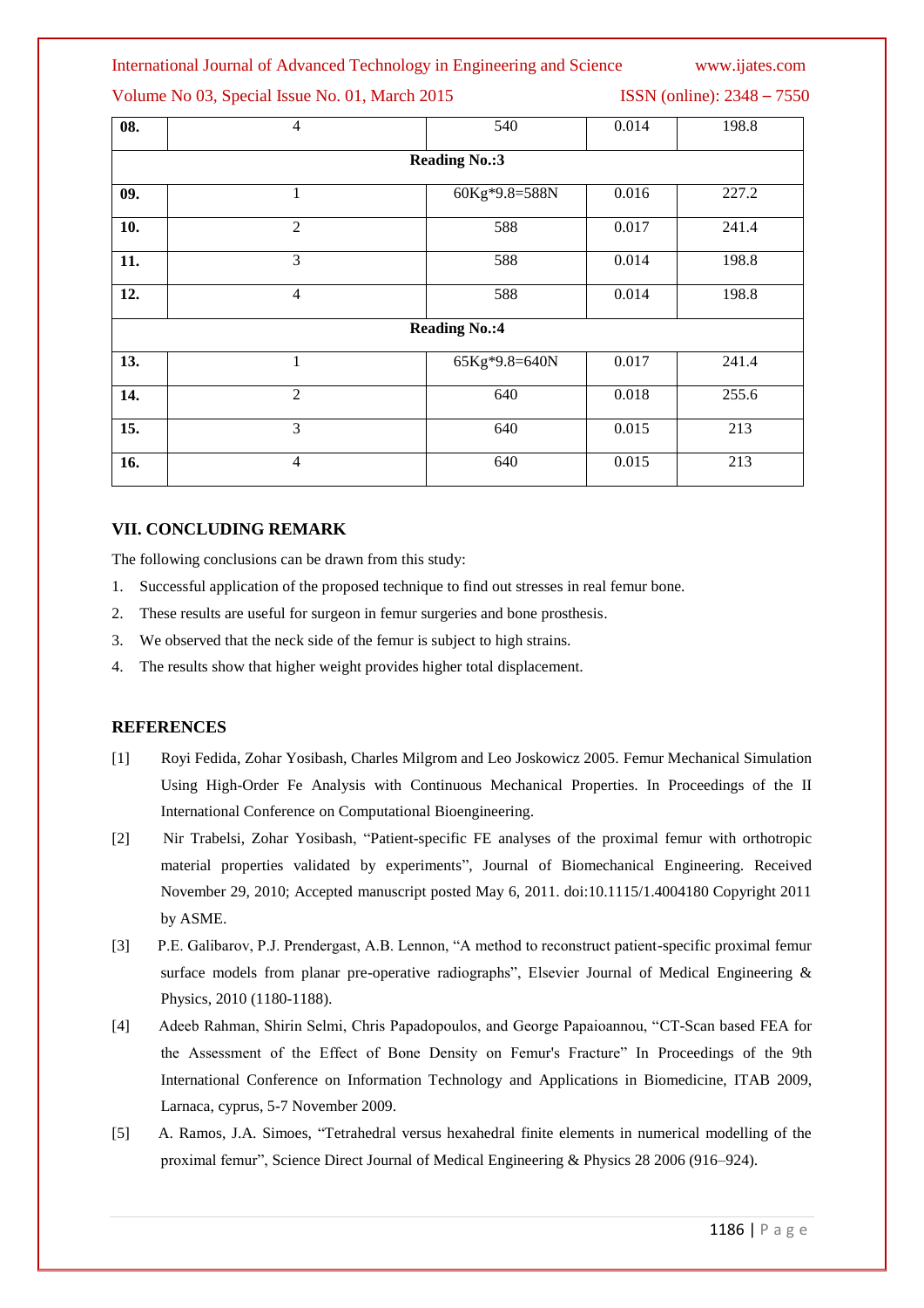| 08. | 4 | 540 | 0.014 | 198.8 |
|---|---|---|---|---|
| **Reading No.:3** | | | | |
| **09.** | 1 | 60Kg*9.8=588N | 0.016 | 227.2 |
| **10.** | 2 | 588 | 0.017 | 241.4 |
| **11.** | 3 | 588 | 0.014 | 198.8 |
| **12.** | 4 | 588 | 0.014 | 198.8 |
| **Reading No.:4** | | | | |
| **13.** | 1 | 65Kg*9.8=640N | 0.017 | 241.4 |
| **14.** | 2 | 640 | 0.018 | 255.6 |
| **15.** | 3 | 640 | 0.015 | 213 |
| **16.** | 4 | 640 | 0.015 | 213 |

## VII. CONCLUDING REMARK

The following conclusions can be drawn from this study:

1. Successful application of the proposed technique to find out stresses in real femur bone.
2. These results are useful for surgeon in femur surgeries and bone prosthesis.
3. We observed that the neck side of the femur is subject to high strains.
4. The results show that higher weight provides higher total displacement.

## REFERENCES

[1] Royi Fedida, Zohar Yosibash, Charles Milgrom and Leo Joskowicz 2005. Femur Mechanical Simulation Using High-Order Fe Analysis with Continuous Mechanical Properties. In Proceedings of the II International Conference on Computational Bioengineering.

[2] Nir Trabelsi, Zohar Yosibash, "Patient-specific FE analyses of the proximal femur with orthotropic material properties validated by experiments", Journal of Biomechanical Engineering. Received November 29, 2010; Accepted manuscript posted May 6, 2011. doi:10.1115/1.4004180 Copyright 2011 by ASME.

[3] P.E. Galibarov, P.J. Prendergast, A.B. Lennon, "A method to reconstruct patient-specific proximal femur surface models from planar pre-operative radiographs", Elsevier Journal of Medical Engineering & Physics, 2010 (1180-1188).

[4] Adeeb Rahman, Shirin Selmi, Chris Papadopoulos, and George Papaioannou, "CT-Scan based FEA for the Assessment of the Effect of Bone Density on Femur's Fracture" In Proceedings of the 9th International Conference on Information Technology and Applications in Biomedicine, ITAB 2009, Larnaca, cyprus, 5-7 November 2009.

[5] A. Ramos, J.A. Simoes, "Tetrahedral versus hexahedral finite elements in numerical modelling of the proximal femur", Science Direct Journal of Medical Engineering & Physics 28 2006 (916–924).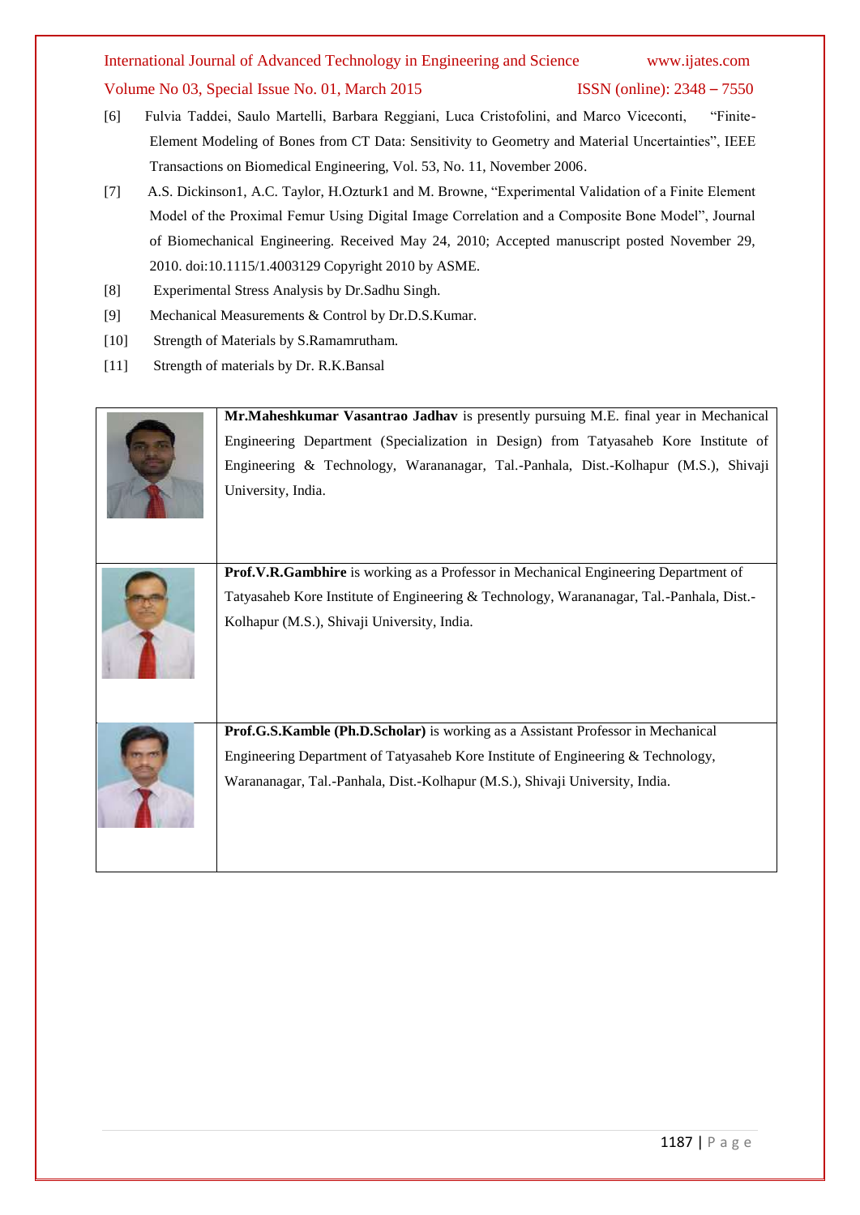[6] Fulvia Taddei, Saulo Martelli, Barbara Reggiani, Luca Cristofolini, and Marco Viceconti, "Finite-Element Modeling of Bones from CT Data: Sensitivity to Geometry and Material Uncertainties", IEEE Transactions on Biomedical Engineering, Vol. 53, No. 11, November 2006.

[7] A.S. Dickinson1, A.C. Taylor, H.Ozturk1 and M. Browne, "Experimental Validation of a Finite Element Model of the Proximal Femur Using Digital Image Correlation and a Composite Bone Model", Journal of Biomechanical Engineering. Received May 24, 2010; Accepted manuscript posted November 29, 2010. doi:10.1115/1.4003129 Copyright 2010 by ASME.

[8] Experimental Stress Analysis by Dr.Sadhu Singh.

[9] Mechanical Measurements & Control by Dr.D.S.Kumar.

[10] Strength of Materials by S.Ramamrutham.

[11] Strength of materials by Dr. R.K.Bansal

| | |
|---|---|
| | **Mr.Maheshkumar Vasantrao Jadhav** is presently pursuing M.E. final year in Mechanical Engineering Department (Specialization in Design) from Tatyasaheb Kore Institute of Engineering & Technology, Warananagar, Tal.-Panhala, Dist.-Kolhapur (M.S.), Shivaji University, India. |
| | **Prof.V.R.Gambhire** is working as a Professor in Mechanical Engineering Department of Tatyasaheb Kore Institute of Engineering & Technology, Warananagar, Tal.-Panhala, Dist.-Kolhapur (M.S.), Shivaji University, India. |
| | **Prof.G.S.Kamble (Ph.D.Scholar)** is working as a Assistant Professor in Mechanical Engineering Department of Tatyasaheb Kore Institute of Engineering & Technology, Warananagar, Tal.-Panhala, Dist.-Kolhapur (M.S.), Shivaji University, India. |